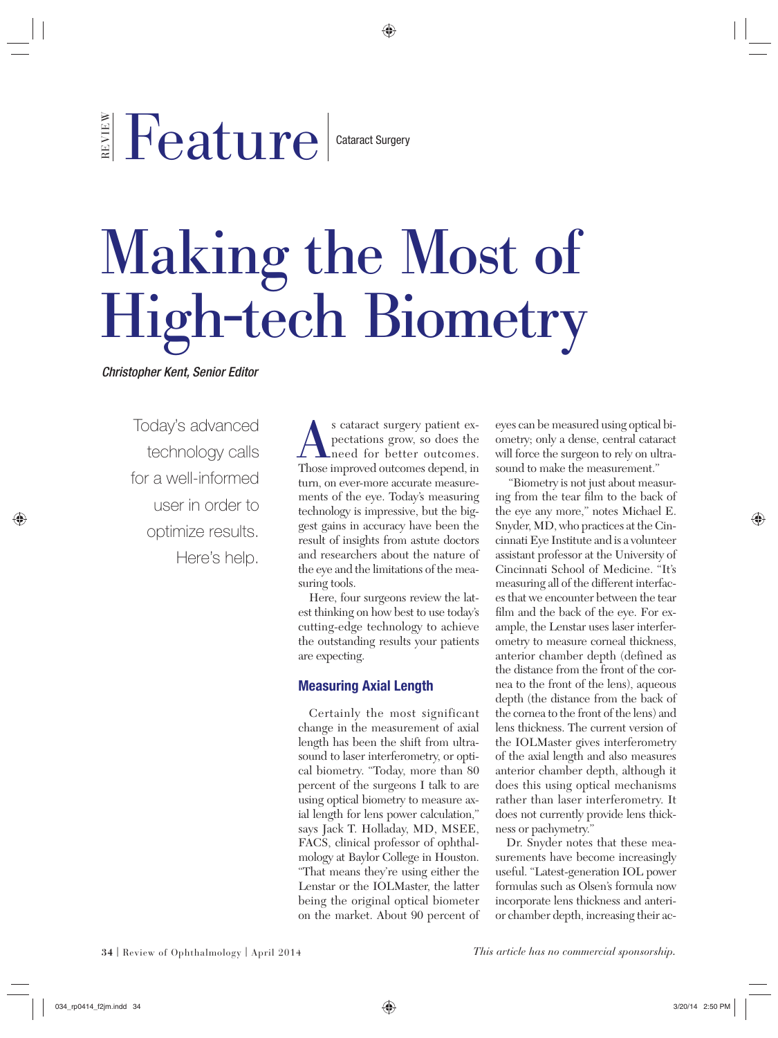REVIEW Feature | Cataract Surgery

# Making the Most of High-tech Biometry

*Christopher Kent, Senior Editor*

Today's advanced technology calls for a well-informed user in order to optimize results. Here's help.

As cataract surgery patient expectations grow, so does the need for better outcomes. Those improved outcomes depend, in turn, on ever-more accurate measurements of the eye. Today's measuring technology is impressive, but the biggest gains in accuracy have been the result of insights from astute doctors and researchers about the nature of the eye and the limitations of the measuring tools.

Here, four surgeons review the latest thinking on how best to use today's cutting-edge technology to achieve the outstanding results your patients are expecting.

## Measuring Axial Length

Certainly the most significant change in the measurement of axial length has been the shift from ultrasound to laser interferometry, or optical biometry. "Today, more than 80 percent of the surgeons I talk to are using optical biometry to measure axial length for lens power calculation," says Jack T. Holladay, MD, MSEE, FACS, clinical professor of ophthalmology at Baylor College in Houston. "That means they're using either the Lenstar or the IOLMaster, the latter being the original optical biometer on the market. About 90 percent of eyes can be measured using optical biometry; only a dense, central cataract will force the surgeon to rely on ultrasound to make the measurement."

"Biometry is not just about measuring from the tear film to the back of the eye any more," notes Michael E. Snyder, MD, who practices at the Cincinnati Eye Institute and is a volunteer assistant professor at the University of Cincinnati School of Medicine. "It's measuring all of the different interfaces that we encounter between the tear film and the back of the eye. For example, the Lenstar uses laser interferometry to measure corneal thickness, anterior chamber depth (defined as the distance from the front of the cornea to the front of the lens), aqueous depth (the distance from the back of the cornea to the front of the lens) and lens thickness. The current version of the IOLMaster gives interferometry of the axial length and also measures anterior chamber depth, although it does this using optical mechanisms rather than laser interferometry. It does not currently provide lens thickness or pachymetry."

Dr. Snyder notes that these measurements have become increasingly useful. "Latest-generation IOL power formulas such as Olsen's formula now incorporate lens thickness and anterior chamber depth, increasing their ac-

*This article has no commercial sponsorship.*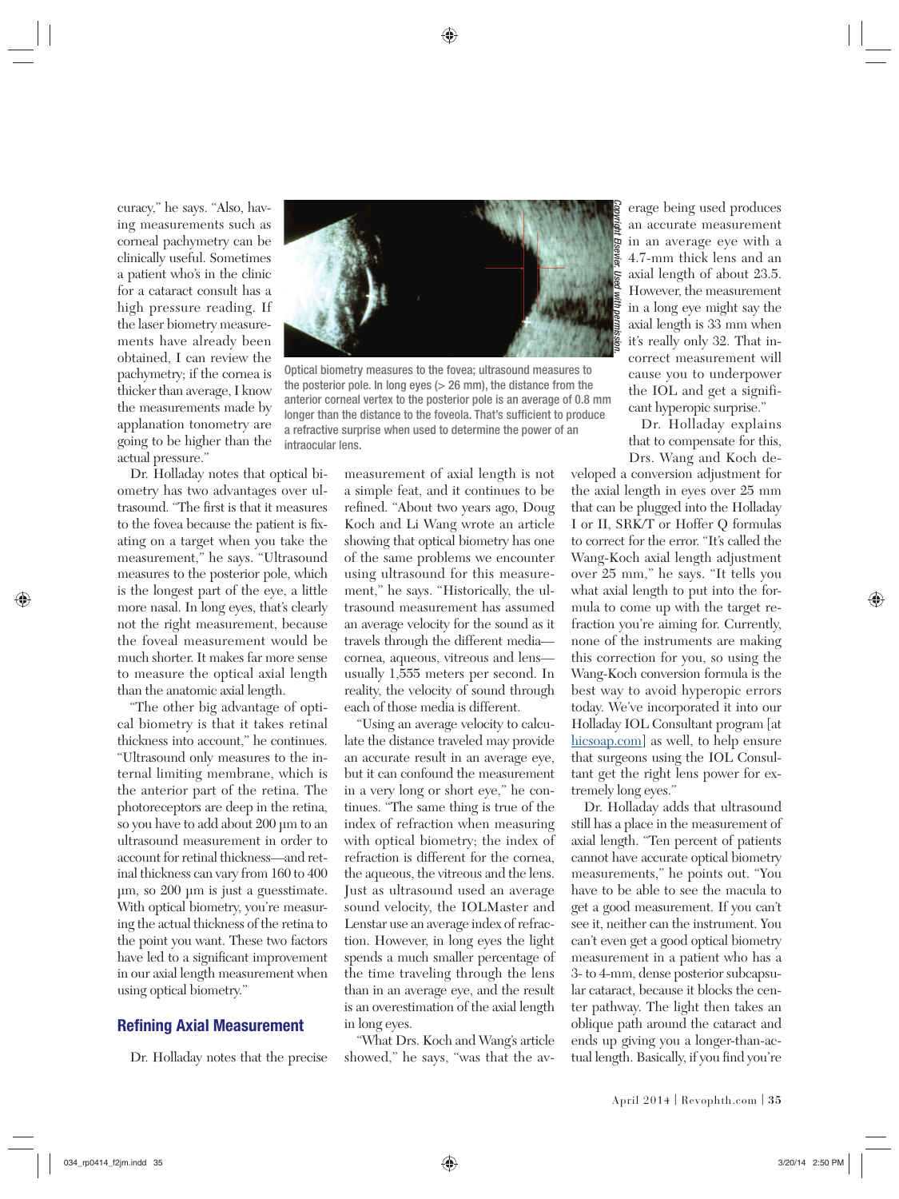curacy," he says. "Also, having measurements such as corneal pachymetry can be clinically useful. Sometimes a patient who's in the clinic for a cataract consult has a high pressure reading. If the laser biometry measurements have already been obtained, I can review the pachymetry; if the cornea is thicker than average, I know the measurements made by applanation tonometry are going to be higher than the actual pressure."

Optical biometry measures to the fovea; ultrasound measures to the posterior pole. In long eyes (> 26 mm), the distance from the anterior corneal vertex to the posterior pole is an average of 0.8 mm longer than the distance to the foveola. That's sufficient to produce a refractive surprise when used to determine the power of an intraocular lens.

*Copyright Elsevier. Used with permission.*

Dr. Holladay notes that optical biometry has two advantages over ultrasound. "The first is that it measures to the fovea because the patient is fixating on a target when you take the measurement," he says. "Ultrasound measures to the posterior pole, which is the longest part of the eye, a little more nasal. In long eyes, that's clearly not the right measurement, because the foveal measurement would be much shorter. It makes far more sense to measure the optical axial length than the anatomic axial length.

"The other big advantage of optical biometry is that it takes retinal thickness into account," he continues. "Ultrasound only measures to the internal limiting membrane, which is the anterior part of the retina. The photoreceptors are deep in the retina, so you have to add about 200 µm to an ultrasound measurement in order to account for retinal thickness—and retinal thickness can vary from 160 to 400 µm, so 200 µm is just a guesstimate. With optical biometry, you're measuring the actual thickness of the retina to the point you want. These two factors have led to a significant improvement in our axial length measurement when using optical biometry."

## Refining Axial Measurement

Dr. Holladay notes that the precise measurement of axial length is not a simple feat, and it continues to be refined. "About two years ago, Doug Koch and Li Wang wrote an article showing that optical biometry has one of the same problems we encounter using ultrasound for this measurement," he says. "Historically, the ultrasound measurement has assumed an average velocity for the sound as it travels through the different media—cornea, aqueous, vitreous and lens—usually 1,555 meters per second. In reality, the velocity of sound through each of those media is different.

"Using an average velocity to calculate the distance traveled may provide an accurate result in an average eye, but it can confound the measurement in a very long or short eye," he continues. "The same thing is true of the index of refraction when measuring with optical biometry; the index of refraction is different for the cornea, the aqueous, the vitreous and the lens. Just as ultrasound used an average sound velocity, the IOLMaster and Lenstar use an average index of refraction. However, in long eyes the light spends a much smaller percentage of the time traveling through the lens than in an average eye, and the result is an overestimation of the axial length in long eyes.

"What Drs. Koch and Wang's article showed," he says, "was that the average being used produces an accurate measurement in an average eye with a 4.7-mm thick lens and an axial length of about 23.5. However, the measurement in a long eye might say the axial length is 33 mm when it's really only 32. That incorrect measurement will cause you to underpower the IOL and get a significant hyperopic surprise."

Dr. Holladay explains that to compensate for this, Drs. Wang and Koch developed a conversion adjustment for the axial length in eyes over 25 mm that can be plugged into the Holladay I or II, SRK/T or Hoffer Q formulas to correct for the error. "It's called the Wang-Koch axial length adjustment over 25 mm," he says. "It tells you what axial length to put into the formula to come up with the target refraction you're aiming for. Currently, none of the instruments are making this correction for you, so using the Wang-Koch conversion formula is the best way to avoid hyperopic errors today. We've incorporated it into our Holladay IOL Consultant program [at hicsoap.com] as well, to help ensure that surgeons using the IOL Consultant get the right lens power for extremely long eyes."

Dr. Holladay adds that ultrasound still has a place in the measurement of axial length. "Ten percent of patients cannot have accurate optical biometry measurements," he points out. "You have to be able to see the macula to get a good measurement. If you can't see it, neither can the instrument. You can't even get a good optical biometry measurement in a patient who has a 3- to 4-mm, dense posterior subcapsular cataract, because it blocks the center pathway. The light then takes an oblique path around the cataract and ends up giving you a longer-than-actual length. Basically, if you find you're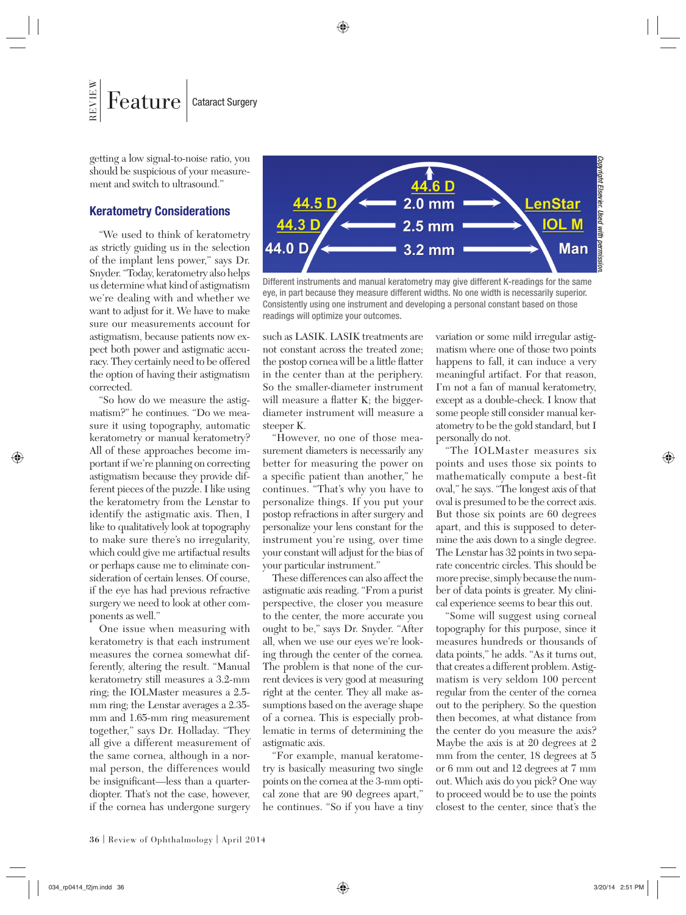getting a low signal-to-noise ratio, you should be suspicious of your measurement and switch to ultrasound."

### Keratometry Considerations

"We used to think of keratometry as strictly guiding us in the selection of the implant lens power," says Dr. Snyder. "Today, keratometry also helps us determine what kind of astigmatism we're dealing with and whether we want to adjust for it. We have to make sure our measurements account for astigmatism, because patients now expect both power and astigmatic accuracy. They certainly need to be offered the option of having their astigmatism corrected.

"So how do we measure the astigmatism?" he continues. "Do we measure it using topography, automatic keratometry or manual keratometry? All of these approaches become important if we're planning on correcting astigmatism because they provide different pieces of the puzzle. I like using the keratometry from the Lenstar to identify the astigmatic axis. Then, I like to qualitatively look at topography to make sure there's no irregularity, which could give me artifactual results or perhaps cause me to eliminate consideration of certain lenses. Of course, if the eye has had previous refractive surgery we need to look at other components as well."

One issue when measuring with keratometry is that each instrument measures the cornea somewhat differently, altering the result. "Manual keratometry still measures a 3.2-mm ring; the IOLMaster measures a 2.5-mm ring; the Lenstar averages a 2.35-mm and 1.65-mm ring measurement together," says Dr. Holladay. "They all give a different measurement of the same cornea, although in a normal person, the differences would be insignificant—less than a quarter-diopter. That's not the case, however, if the cornea has undergone surgery such as LASIK. LASIK treatments are not constant across the treated zone; the postop cornea will be a little flatter in the center than at the periphery. So the smaller-diameter instrument will measure a flatter K; the bigger-diameter instrument will measure a steeper K.

"However, no one of those measurement diameters is necessarily any better for measuring the power on a specific patient than another," he continues. "That's why you have to personalize things. If you put your postop refractions in after surgery and personalize your lens constant for the instrument you're using, over time your constant will adjust for the bias of your particular instrument."

These differences can also affect the astigmatic axis reading. "From a purist perspective, the closer you measure to the center, the more accurate you ought to be," says Dr. Snyder. "After all, when we use our eyes we're looking through the center of the cornea. The problem is that none of the current devices is very good at measuring right at the center. They all make assumptions based on the average shape of a cornea. This is especially problematic in terms of determining the astigmatic axis.

"For example, manual keratometry is basically measuring two single points on the cornea at the 3-mm optical zone that are 90 degrees apart," he continues. "So if you have a tiny variation or some mild irregular astigmatism where one of those two points happens to fall, it can induce a very meaningful artifact. For that reason, I'm not a fan of manual keratometry, except as a double-check. I know that some people still consider manual keratometry to be the gold standard, but I personally do not.

"The IOLMaster measures six points and uses those six points to mathematically compute a best-fit oval," he says. "The longest axis of that oval is presumed to be the correct axis. But those six points are 60 degrees apart, and this is supposed to determine the axis down to a single degree. The Lenstar has 32 points in two separate concentric circles. This should be more precise, simply because the number of data points is greater. My clinical experience seems to bear this out.

"Some will suggest using corneal topography for this purpose, since it measures hundreds or thousands of data points," he adds. "As it turns out, that creates a different problem. Astigmatism is very seldom 100 percent regular from the center of the cornea out to the periphery. So the question then becomes, at what distance from the center do you measure the axis? Maybe the axis is at 20 degrees at 2 mm from the center, 18 degrees at 5 or 6 mm out and 12 degrees at 7 mm out. Which axis do you pick? One way to proceed would be to use the points closest to the center, since that's the

| Reading | Width | Instrument |
|---|---|---|
| 44.6 D | | |
| 44.5 D | 2.0 mm | LenStar |
| 44.3 D | 2.5 mm | IOL M |
| 44.0 D | 3.2 mm | Man |

*Copyright Elsevier. Used with permission.*

Different instruments and manual keratometry may give different K-readings for the same eye, in part because they measure different widths. No one width is necessarily superior. Consistently using one instrument and developing a personal constant based on those readings will optimize your outcomes.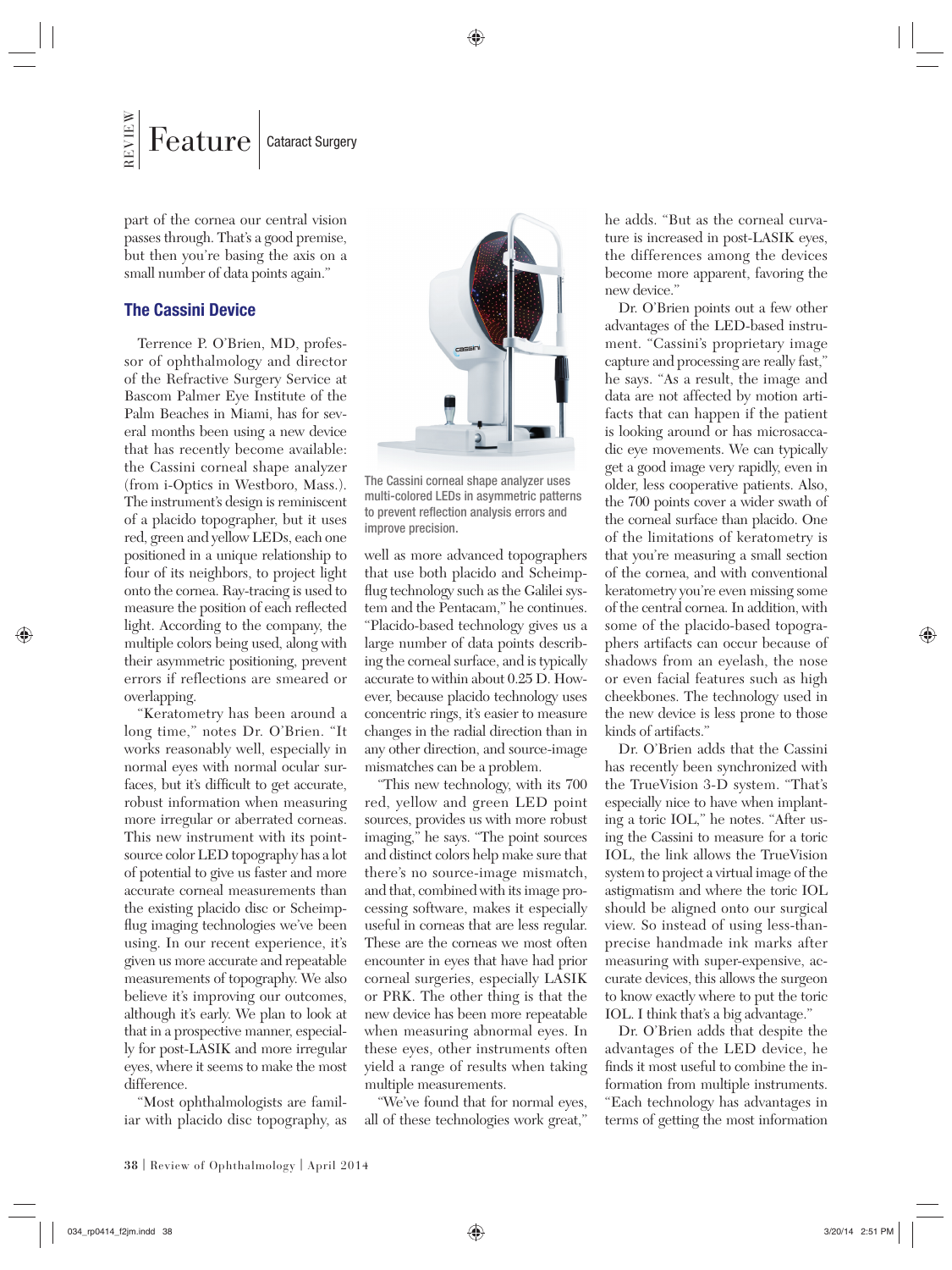part of the cornea our central vision passes through. That's a good premise, but then you're basing the axis on a small number of data points again."

### The Cassini Device

Terrence P. O'Brien, MD, professor of ophthalmology and director of the Refractive Surgery Service at Bascom Palmer Eye Institute of the Palm Beaches in Miami, has for several months been using a new device that has recently become available: the Cassini corneal shape analyzer (from i-Optics in Westboro, Mass.). The instrument's design is reminiscent of a placido topographer, but it uses red, green and yellow LEDs, each one positioned in a unique relationship to four of its neighbors, to project light onto the cornea. Ray-tracing is used to measure the position of each reflected light. According to the company, the multiple colors being used, along with their asymmetric positioning, prevent errors if reflections are smeared or overlapping.

"Keratometry has been around a long time," notes Dr. O'Brien. "It works reasonably well, especially in normal eyes with normal ocular surfaces, but it's difficult to get accurate, robust information when measuring more irregular or aberrated corneas. This new instrument with its point-source color LED topography has a lot of potential to give us faster and more accurate corneal measurements than the existing placido disc or Scheimpflug imaging technologies we've been using. In our recent experience, it's given us more accurate and repeatable measurements of topography. We also believe it's improving our outcomes, although it's early. We plan to look at that in a prospective manner, especially for post-LASIK and more irregular eyes, where it seems to make the most difference.

"Most ophthalmologists are familiar with placido disc topography, as well as more advanced topographers that use both placido and Scheimpflug technology such as the Galilei system and the Pentacam," he continues. "Placido-based technology gives us a large number of data points describing the corneal surface, and is typically accurate to within about 0.25 D. However, because placido technology uses concentric rings, it's easier to measure changes in the radial direction than in any other direction, and source-image mismatches can be a problem.

"This new technology, with its 700 red, yellow and green LED point sources, provides us with more robust imaging," he says. "The point sources and distinct colors help make sure that there's no source-image mismatch, and that, combined with its image processing software, makes it especially useful in corneas that are less regular. These are the corneas we most often encounter in eyes that have had prior corneal surgeries, especially LASIK or PRK. The other thing is that the new device has been more repeatable when measuring abnormal eyes. In these eyes, other instruments often yield a range of results when taking multiple measurements.

"We've found that for normal eyes, all of these technologies work great," he adds. "But as the corneal curvature is increased in post-LASIK eyes, the differences among the devices become more apparent, favoring the new device."

The Cassini corneal shape analyzer uses multi-colored LEDs in asymmetric patterns to prevent reflection analysis errors and improve precision.

Dr. O'Brien points out a few other advantages of the LED-based instrument. "Cassini's proprietary image capture and processing are really fast," he says. "As a result, the image and data are not affected by motion artifacts that can happen if the patient is looking around or has microsaccadic eye movements. We can typically get a good image very rapidly, even in older, less cooperative patients. Also, the 700 points cover a wider swath of the corneal surface than placido. One of the limitations of keratometry is that you're measuring a small section of the cornea, and with conventional keratometry you're even missing some of the central cornea. In addition, with some of the placido-based topographers artifacts can occur because of shadows from an eyelash, the nose or even facial features such as high cheekbones. The technology used in the new device is less prone to those kinds of artifacts."

Dr. O'Brien adds that the Cassini has recently been synchronized with the TrueVision 3-D system. "That's especially nice to have when implanting a toric IOL," he notes. "After using the Cassini to measure for a toric IOL, the link allows the TrueVision system to project a virtual image of the astigmatism and where the toric IOL should be aligned onto our surgical view. So instead of using less-than-precise handmade ink marks after measuring with super-expensive, accurate devices, this allows the surgeon to know exactly where to put the toric IOL. I think that's a big advantage."

Dr. O'Brien adds that despite the advantages of the LED device, he finds it most useful to combine the information from multiple instruments. "Each technology has advantages in terms of getting the most information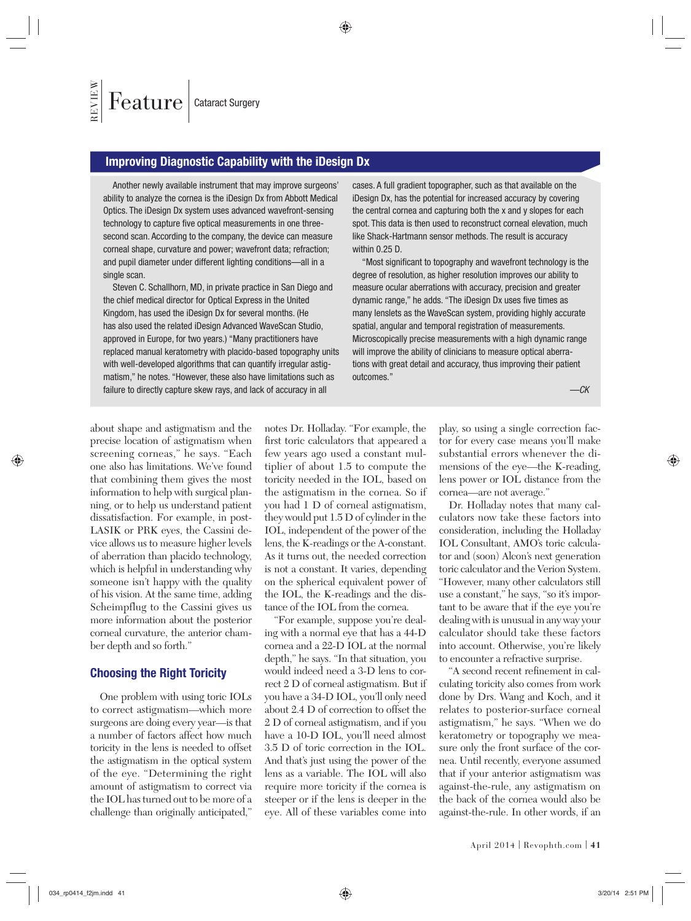## Improving Diagnostic Capability with the iDesign Dx

Another newly available instrument that may improve surgeons' ability to analyze the cornea is the iDesign Dx from Abbott Medical Optics. The iDesign Dx system uses advanced wavefront-sensing technology to capture five optical measurements in one three-second scan. According to the company, the device can measure corneal shape, curvature and power; wavefront data; refraction; and pupil diameter under different lighting conditions—all in a single scan.

Steven C. Schallhorn, MD, in private practice in San Diego and the chief medical director for Optical Express in the United Kingdom, has used the iDesign Dx for several months. (He has also used the related iDesign Advanced WaveScan Studio, approved in Europe, for two years.) "Many practitioners have replaced manual keratometry with placido-based topography units with well-developed algorithms that can quantify irregular astigmatism," he notes. "However, these also have limitations such as failure to directly capture skew rays, and lack of accuracy in all cases. A full gradient topographer, such as that available on the iDesign Dx, has the potential for increased accuracy by covering the central cornea and capturing both the x and y slopes for each spot. This data is then used to reconstruct corneal elevation, much like Shack-Hartmann sensor methods. The result is accuracy within 0.25 D.

"Most significant to topography and wavefront technology is the degree of resolution, as higher resolution improves our ability to measure ocular aberrations with accuracy, precision and greater dynamic range," he adds. "The iDesign Dx uses five times as many lenslets as the WaveScan system, providing highly accurate spatial, angular and temporal registration of measurements. Microscopically precise measurements with a high dynamic range will improve the ability of clinicians to measure optical aberrations with great detail and accuracy, thus improving their patient outcomes."

*—CK*

about shape and astigmatism and the precise location of astigmatism when screening corneas," he says. "Each one also has limitations. We've found that combining them gives the most information to help with surgical planning, or to help us understand patient dissatisfaction. For example, in post-LASIK or PRK eyes, the Cassini device allows us to measure higher levels of aberration than placido technology, which is helpful in understanding why someone isn't happy with the quality of his vision. At the same time, adding Scheimpflug to the Cassini gives us more information about the posterior corneal curvature, the anterior chamber depth and so forth."

### Choosing the Right Toricity

One problem with using toric IOLs to correct astigmatism—which more surgeons are doing every year—is that a number of factors affect how much toricity in the lens is needed to offset the astigmatism in the optical system of the eye. "Determining the right amount of astigmatism to correct via the IOL has turned out to be more of a challenge than originally anticipated," notes Dr. Holladay. "For example, the first toric calculators that appeared a few years ago used a constant multiplier of about 1.5 to compute the toricity needed in the IOL, based on the astigmatism in the cornea. So if you had 1 D of corneal astigmatism, they would put 1.5 D of cylinder in the IOL, independent of the power of the lens, the K-readings or the A-constant. As it turns out, the needed correction is not a constant. It varies, depending on the spherical equivalent power of the IOL, the K-readings and the distance of the IOL from the cornea.

"For example, suppose you're dealing with a normal eye that has a 44-D cornea and a 22-D IOL at the normal depth," he says. "In that situation, you would indeed need a 3-D lens to correct 2 D of corneal astigmatism. But if you have a 34-D IOL, you'll only need about 2.4 D of correction to offset the 2 D of corneal astigmatism, and if you have a 10-D IOL, you'll need almost 3.5 D of toric correction in the IOL. And that's just using the power of the lens as a variable. The IOL will also require more toricity if the cornea is steeper or if the lens is deeper in the eye. All of these variables come into play, so using a single correction factor for every case means you'll make substantial errors whenever the dimensions of the eye—the K-reading, lens power or IOL distance from the cornea—are not average."

Dr. Holladay notes that many calculators now take these factors into consideration, including the Holladay IOL Consultant, AMO's toric calculator and (soon) Alcon's next generation toric calculator and the Verion System. "However, many other calculators still use a constant," he says, "so it's important to be aware that if the eye you're dealing with is unusual in any way your calculator should take these factors into account. Otherwise, you're likely to encounter a refractive surprise.

"A second recent refinement in calculating toricity also comes from work done by Drs. Wang and Koch, and it relates to posterior-surface corneal astigmatism," he says. "When we do keratometry or topography we measure only the front surface of the cornea. Until recently, everyone assumed that if your anterior astigmatism was against-the-rule, any astigmatism on the back of the cornea would also be against-the-rule. In other words, if an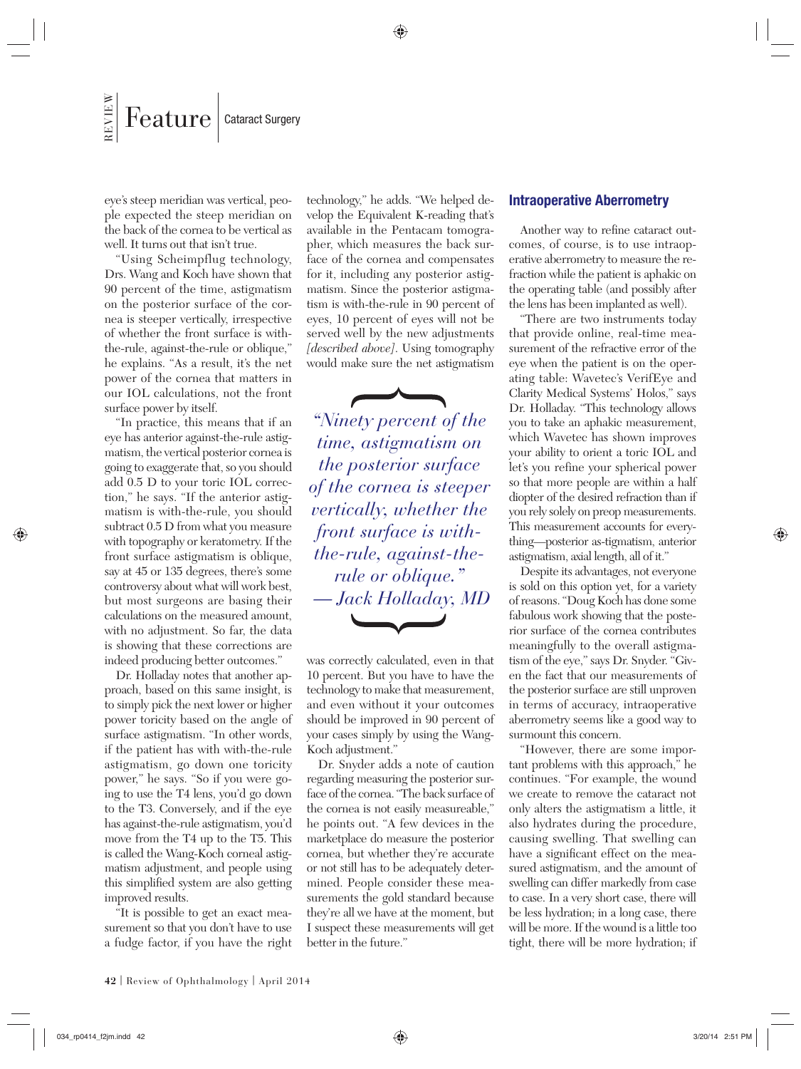eye's steep meridian was vertical, people expected the steep meridian on the back of the cornea to be vertical as well. It turns out that isn't true.

"Using Scheimpflug technology, Drs. Wang and Koch have shown that 90 percent of the time, astigmatism on the posterior surface of the cornea is steeper vertically, irrespective of whether the front surface is with-the-rule, against-the-rule or oblique," he explains. "As a result, it's the net power of the cornea that matters in our IOL calculations, not the front surface power by itself.

"In practice, this means that if an eye has anterior against-the-rule astigmatism, the vertical posterior cornea is going to exaggerate that, so you should add 0.5 D to your toric IOL correction," he says. "If the anterior astigmatism is with-the-rule, you should subtract 0.5 D from what you measure with topography or keratometry. If the front surface astigmatism is oblique, say at 45 or 135 degrees, there's some controversy about what will work best, but most surgeons are basing their calculations on the measured amount, with no adjustment. So far, the data is showing that these corrections are indeed producing better outcomes."

Dr. Holladay notes that another approach, based on this same insight, is to simply pick the next lower or higher power toricity based on the angle of surface astigmatism. "In other words, if the patient has with with-the-rule astigmatism, go down one toricity power," he says. "So if you were going to use the T4 lens, you'd go down to the T3. Conversely, and if the eye has against-the-rule astigmatism, you'd move from the T4 up to the T5. This is called the Wang-Koch corneal astigmatism adjustment, and people using this simplified system are also getting improved results.

"It is possible to get an exact measurement so that you don't have to use a fudge factor, if you have the right technology," he adds. "We helped develop the Equivalent K-reading that's available in the Pentacam tomographer, which measures the back surface of the cornea and compensates for it, including any posterior astigmatism. Since the posterior astigmatism is with-the-rule in 90 percent of eyes, 10 percent of eyes will not be served well by the new adjustments *[described above]*. Using tomography would make sure the net astigmatism was correctly calculated, even in that 10 percent. But you have to have the technology to make that measurement, and even without it your outcomes should be improved in 90 percent of your cases simply by using the Wang-Koch adjustment."

> *"Ninety percent of the time, astigmatism on the posterior surface of the cornea is steeper vertically, whether the front surface is with-the-rule, against-the-rule or oblique."*
> *— Jack Holladay, MD*

Dr. Snyder adds a note of caution regarding measuring the posterior surface of the cornea. "The back surface of the cornea is not easily measureable," he points out. "A few devices in the marketplace do measure the posterior cornea, but whether they're accurate or not still has to be adequately determined. People consider these measurements the gold standard because they're all we have at the moment, but I suspect these measurements will get better in the future."

## Intraoperative Aberrometry

Another way to refine cataract outcomes, of course, is to use intraoperative aberrometry to measure the refraction while the patient is aphakic on the operating table (and possibly after the lens has been implanted as well).

"There are two instruments today that provide online, real-time measurement of the refractive error of the eye when the patient is on the operating table: Wavetec's VerifEye and Clarity Medical Systems' Holos," says Dr. Holladay. "This technology allows you to take an aphakic measurement, which Wavetec has shown improves your ability to orient a toric IOL and let's you refine your spherical power so that more people are within a half diopter of the desired refraction than if you rely solely on preop measurements. This measurement accounts for everything—posterior as-tigmatism, anterior astigmatism, axial length, all of it."

Despite its advantages, not everyone is sold on this option yet, for a variety of reasons. "Doug Koch has done some fabulous work showing that the posterior surface of the cornea contributes meaningfully to the overall astigmatism of the eye," says Dr. Snyder. "Given the fact that our measurements of the posterior surface are still unproven in terms of accuracy, intraoperative aberrometry seems like a good way to surmount this concern.

"However, there are some important problems with this approach," he continues. "For example, the wound we create to remove the cataract not only alters the astigmatism a little, it also hydrates during the procedure, causing swelling. That swelling can have a significant effect on the measured astigmatism, and the amount of swelling can differ markedly from case to case. In a very short case, there will be less hydration; in a long case, there will be more. If the wound is a little too tight, there will be more hydration; if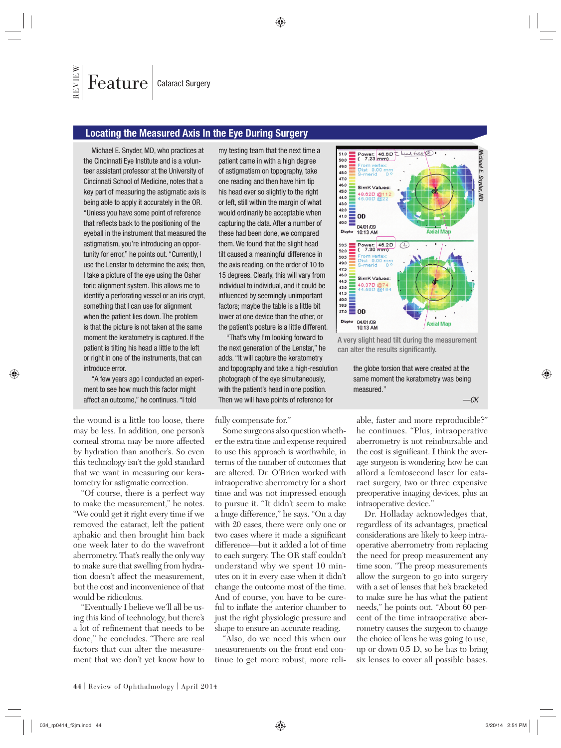## Locating the Measured Axis In the Eye During Surgery

Michael E. Snyder, MD, who practices at the Cincinnati Eye Institute and is a volunteer assistant professor at the University of Cincinnati School of Medicine, notes that a key part of measuring the astigmatic axis is being able to apply it accurately in the OR. "Unless you have some point of reference that reflects back to the positioning of the eyeball in the instrument that measured the astigmatism, you're introducing an opportunity for error," he points out. "Currently, I use the Lenstar to determine the axis; then, I take a picture of the eye using the Osher toric alignment system. This allows me to identify a perforating vessel or an iris crypt, something that I can use for alignment when the patient lies down. The problem is that the picture is not taken at the same moment the keratometry is captured. If the patient is tilting his head a little to the left or right in one of the instruments, that can introduce error.

"A few years ago I conducted an experiment to see how much this factor might affect an outcome," he continues. "I told my testing team that the next time a patient came in with a high degree of astigmatism on topography, take one reading and then have him tip his head ever so slightly to the right or left, still within the margin of what would ordinarily be acceptable when capturing the data. After a number of these had been done, we compared them. We found that the slight head tilt caused a meaningful difference in the axis reading, on the order of 10 to 15 degrees. Clearly, this will vary from individual to individual, and it could be influenced by seemingly unimportant factors; maybe the table is a little bit lower at one device than the other, or the patient's posture is a little different.

"That's why I'm looking forward to the next generation of the Lenstar," he adds. "It will capture the keratometry and topography and take a high-resolution photograph of the eye simultaneously, with the patient's head in one position. Then we will have points of reference for the globe torsion that were created at the same moment the keratometry was being measured."

—CK

A very slight head tilt during the measurement can alter the results significantly.

the wound is a little too loose, there may be less. In addition, one person's corneal stroma may be more affected by hydration than another's. So even this technology isn't the gold standard that we want in measuring our keratometry for astigmatic correction.

"Of course, there is a perfect way to make the measurement," he notes. "We could get it right every time if we removed the cataract, left the patient aphakic and then brought him back one week later to do the wavefront aberrometry. That's really the only way to make sure that swelling from hydration doesn't affect the measurement, but the cost and inconvenience of that would be ridiculous.

"Eventually I believe we'll all be using this kind of technology, but there's a lot of refinement that needs to be done," he concludes. "There are real factors that can alter the measurement that we don't yet know how to fully compensate for."

Some surgeons also question whether the extra time and expense required to use this approach is worthwhile, in terms of the number of outcomes that are altered. Dr. O'Brien worked with intraoperative aberrometry for a short time and was not impressed enough to pursue it. "It didn't seem to make a huge difference," he says. "On a day with 20 cases, there were only one or two cases where it made a significant difference—but it added a lot of time to each surgery. The OR staff couldn't understand why we spent 10 minutes on it in every case when it didn't change the outcome most of the time. And of course, you have to be careful to inflate the anterior chamber to just the right physiologic pressure and shape to ensure an accurate reading.

"Also, do we need this when our measurements on the front end continue to get more robust, more reliable, faster and more reproducible?" he continues. "Plus, intraoperative aberrometry is not reimbursable and the cost is significant. I think the average surgeon is wondering how he can afford a femtosecond laser for cataract surgery, two or three expensive preoperative imaging devices, plus an intraoperative device."

Dr. Holladay acknowledges that, regardless of its advantages, practical considerations are likely to keep intraoperative aberrometry from replacing the need for preop measurement any time soon. "The preop measurements allow the surgeon to go into surgery with a set of lenses that he's bracketed to make sure he has what the patient needs," he points out. "About 60 percent of the time intraoperative aberrometry causes the surgeon to change the choice of lens he was going to use, up or down 0.5 D, so he has to bring six lenses to cover all possible bases.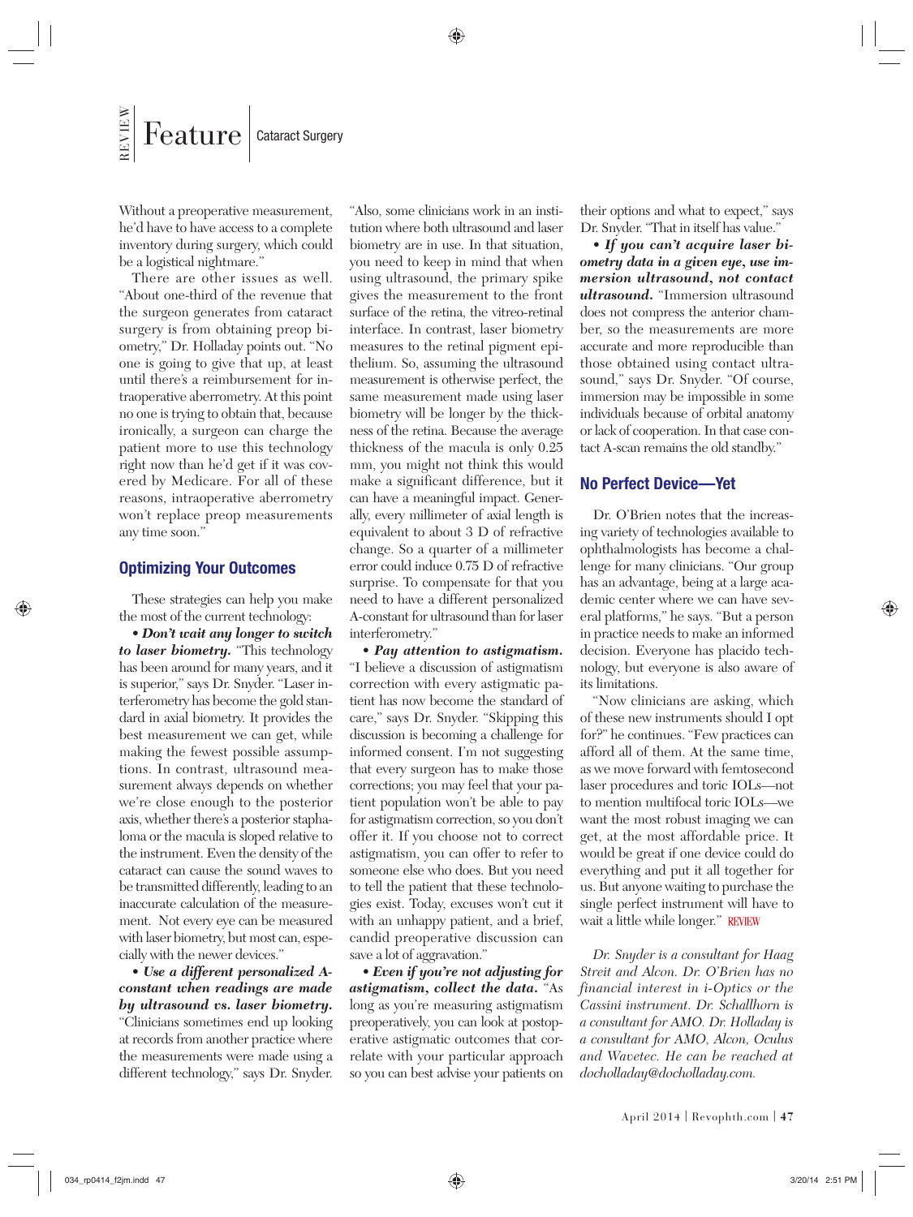Without a preoperative measurement, he'd have to have access to a complete inventory during surgery, which could be a logistical nightmare."

There are other issues as well. "About one-third of the revenue that the surgeon generates from cataract surgery is from obtaining preop biometry," Dr. Holladay points out. "No one is going to give that up, at least until there's a reimbursement for intraoperative aberrometry. At this point no one is trying to obtain that, because ironically, a surgeon can charge the patient more to use this technology right now than he'd get if it was covered by Medicare. For all of these reasons, intraoperative aberrometry won't replace preop measurements any time soon."

## Optimizing Your Outcomes

These strategies can help you make the most of the current technology:

• ***Don't wait any longer to switch to laser biometry.*** "This technology has been around for many years, and it is superior," says Dr. Snyder. "Laser interferometry has become the gold standard in axial biometry. It provides the best measurement we can get, while making the fewest possible assumptions. In contrast, ultrasound measurement always depends on whether we're close enough to the posterior axis, whether there's a posterior staphaloma or the macula is sloped relative to the instrument. Even the density of the cataract can cause the sound waves to be transmitted differently, leading to an inaccurate calculation of the measurement. Not every eye can be measured with laser biometry, but most can, especially with the newer devices."

• ***Use a different personalized A-constant when readings are made by ultrasound vs. laser biometry.*** "Clinicians sometimes end up looking at records from another practice where the measurements were made using a different technology," says Dr. Snyder. "Also, some clinicians work in an institution where both ultrasound and laser biometry are in use. In that situation, you need to keep in mind that when using ultrasound, the primary spike gives the measurement to the front surface of the retina, the vitreo-retinal interface. In contrast, laser biometry measures to the retinal pigment epithelium. So, assuming the ultrasound measurement is otherwise perfect, the same measurement made using laser biometry will be longer by the thickness of the retina. Because the average thickness of the macula is only 0.25 mm, you might not think this would make a significant difference, but it can have a meaningful impact. Generally, every millimeter of axial length is equivalent to about 3 D of refractive change. So a quarter of a millimeter error could induce 0.75 D of refractive surprise. To compensate for that you need to have a different personalized A-constant for ultrasound than for laser interferometry."

• ***Pay attention to astigmatism.*** "I believe a discussion of astigmatism correction with every astigmatic patient has now become the standard of care," says Dr. Snyder. "Skipping this discussion is becoming a challenge for informed consent. I'm not suggesting that every surgeon has to make those corrections; you may feel that your patient population won't be able to pay for astigmatism correction, so you don't offer it. If you choose not to correct astigmatism, you can offer to refer to someone else who does. But you need to tell the patient that these technologies exist. Today, excuses won't cut it with an unhappy patient, and a brief, candid preoperative discussion can save a lot of aggravation."

• ***Even if you're not adjusting for astigmatism, collect the data.*** "As long as you're measuring astigmatism preoperatively, you can look at postoperative astigmatic outcomes that correlate with your particular approach so you can best advise your patients on their options and what to expect," says Dr. Snyder. "That in itself has value."

• ***If you can't acquire laser biometry data in a given eye, use immersion ultrasound, not contact ultrasound.*** "Immersion ultrasound does not compress the anterior chamber, so the measurements are more accurate and more reproducible than those obtained using contact ultrasound," says Dr. Snyder. "Of course, immersion may be impossible in some individuals because of orbital anatomy or lack of cooperation. In that case contact A-scan remains the old standby."

## No Perfect Device—Yet

Dr. O'Brien notes that the increasing variety of technologies available to ophthalmologists has become a challenge for many clinicians. "Our group has an advantage, being at a large academic center where we can have several platforms," he says. "But a person in practice needs to make an informed decision. Everyone has placido technology, but everyone is also aware of its limitations.

"Now clinicians are asking, which of these new instruments should I opt for?" he continues. "Few practices can afford all of them. At the same time, as we move forward with femtosecond laser procedures and toric IOLs—not to mention multifocal toric IOLs—we want the most robust imaging we can get, at the most affordable price. It would be great if one device could do everything and put it all together for us. But anyone waiting to purchase the single perfect instrument will have to wait a little while longer." REVIEW

*Dr. Snyder is a consultant for Haag Streit and Alcon. Dr. O'Brien has no financial interest in i-Optics or the Cassini instrument. Dr. Schallhorn is a consultant for AMO. Dr. Holladay is a consultant for AMO, Alcon, Oculus and Wavetec. He can be reached at docholladay@docholladay.com.*